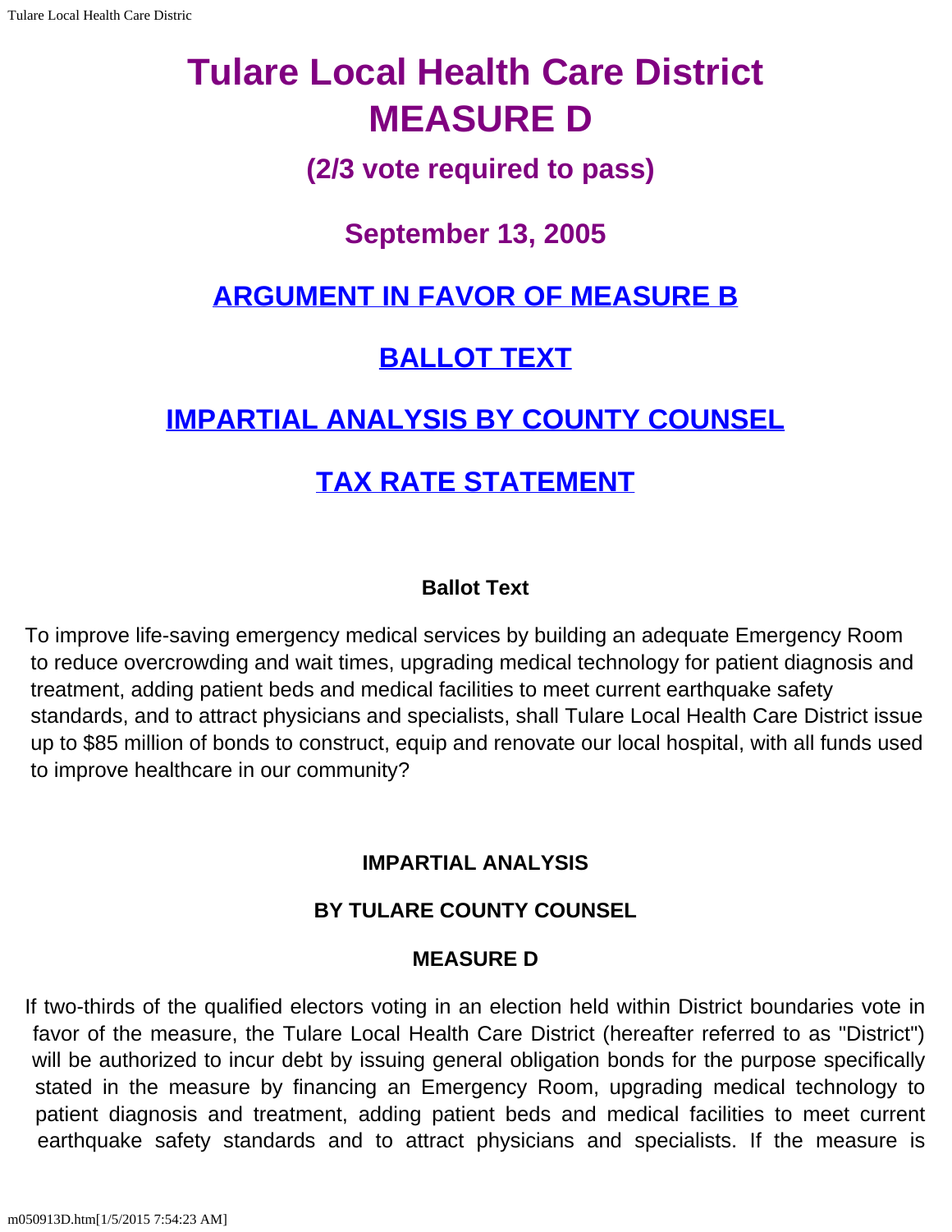# Tulare Local Health Care District
# MEASURE D

### (2/3 vote required to pass)

### September 13, 2005

## ARGUMENT IN FAVOR OF MEASURE B

## BALLOT TEXT

## IMPARTIAL ANALYSIS BY COUNTY COUNSEL

## TAX RATE STATEMENT

**Ballot Text**

To improve life-saving emergency medical services by building an adequate Emergency Room to reduce overcrowding and wait times, upgrading medical technology for patient diagnosis and treatment, adding patient beds and medical facilities to meet current earthquake safety standards, and to attract physicians and specialists, shall Tulare Local Health Care District issue up to $85 million of bonds to construct, equip and renovate our local hospital, with all funds used to improve healthcare in our community?

**IMPARTIAL ANALYSIS**

**BY TULARE COUNTY COUNSEL**

**MEASURE D**

If two-thirds of the qualified electors voting in an election held within District boundaries vote in favor of the measure, the Tulare Local Health Care District (hereafter referred to as "District") will be authorized to incur debt by issuing general obligation bonds for the purpose specifically stated in the measure by financing an Emergency Room, upgrading medical technology to patient diagnosis and treatment, adding patient beds and medical facilities to meet current earthquake safety standards and to attract physicians and specialists. If the measure is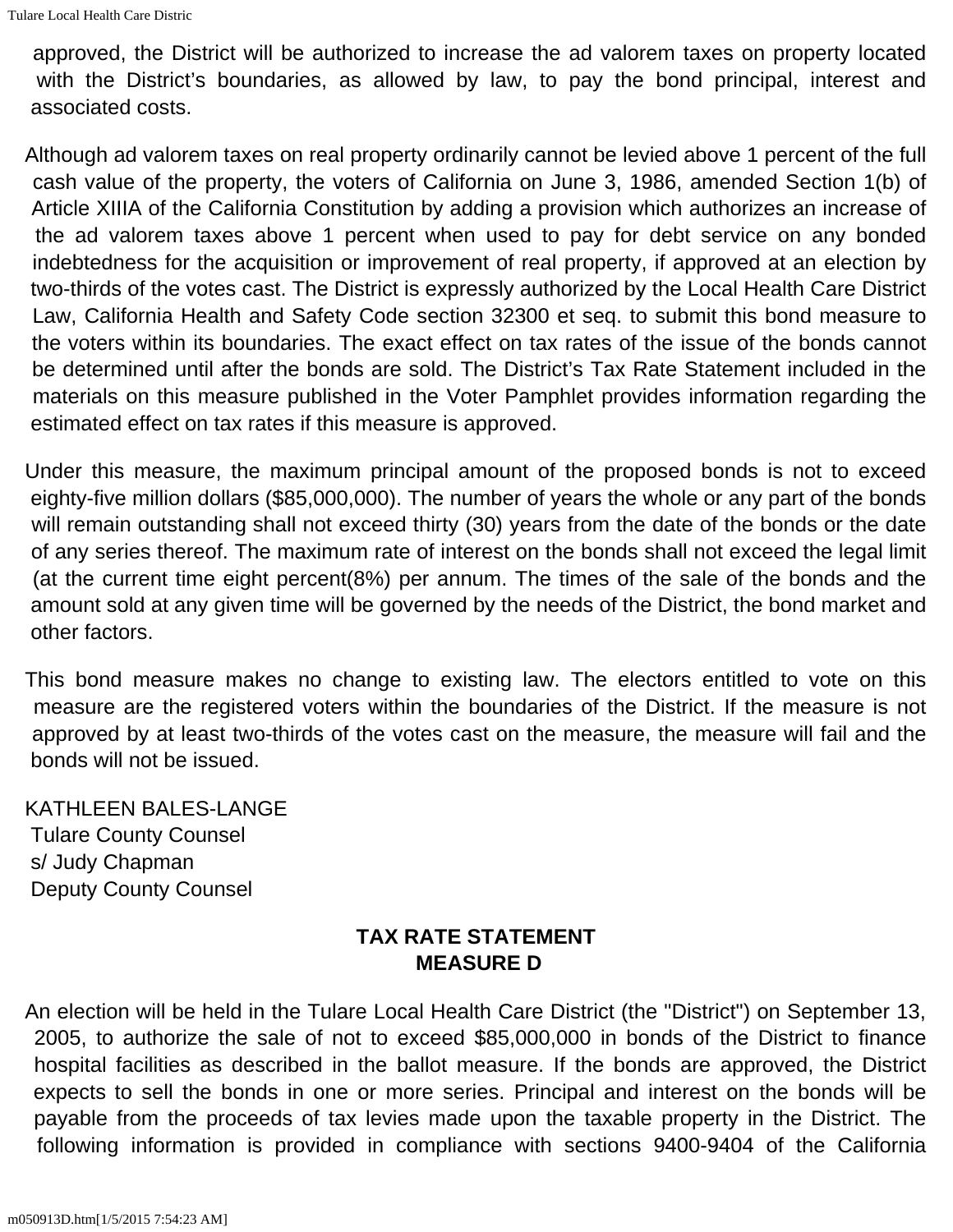approved, the District will be authorized to increase the ad valorem taxes on property located with the District's boundaries, as allowed by law, to pay the bond principal, interest and associated costs.

Although ad valorem taxes on real property ordinarily cannot be levied above 1 percent of the full cash value of the property, the voters of California on June 3, 1986, amended Section 1(b) of Article XIIIA of the California Constitution by adding a provision which authorizes an increase of the ad valorem taxes above 1 percent when used to pay for debt service on any bonded indebtedness for the acquisition or improvement of real property, if approved at an election by two-thirds of the votes cast. The District is expressly authorized by the Local Health Care District Law, California Health and Safety Code section 32300 et seq. to submit this bond measure to the voters within its boundaries. The exact effect on tax rates of the issue of the bonds cannot be determined until after the bonds are sold. The District's Tax Rate Statement included in the materials on this measure published in the Voter Pamphlet provides information regarding the estimated effect on tax rates if this measure is approved.

Under this measure, the maximum principal amount of the proposed bonds is not to exceed eighty-five million dollars ($85,000,000). The number of years the whole or any part of the bonds will remain outstanding shall not exceed thirty (30) years from the date of the bonds or the date of any series thereof. The maximum rate of interest on the bonds shall not exceed the legal limit (at the current time eight percent(8%) per annum. The times of the sale of the bonds and the amount sold at any given time will be governed by the needs of the District, the bond market and other factors.

This bond measure makes no change to existing law. The electors entitled to vote on this measure are the registered voters within the boundaries of the District. If the measure is not approved by at least two-thirds of the votes cast on the measure, the measure will fail and the bonds will not be issued.

KATHLEEN BALES-LANGE
Tulare County Counsel
s/ Judy Chapman
Deputy County Counsel

## TAX RATE STATEMENT
## MEASURE D

An election will be held in the Tulare Local Health Care District (the "District") on September 13, 2005, to authorize the sale of not to exceed $85,000,000 in bonds of the District to finance hospital facilities as described in the ballot measure. If the bonds are approved, the District expects to sell the bonds in one or more series. Principal and interest on the bonds will be payable from the proceeds of tax levies made upon the taxable property in the District. The following information is provided in compliance with sections 9400-9404 of the California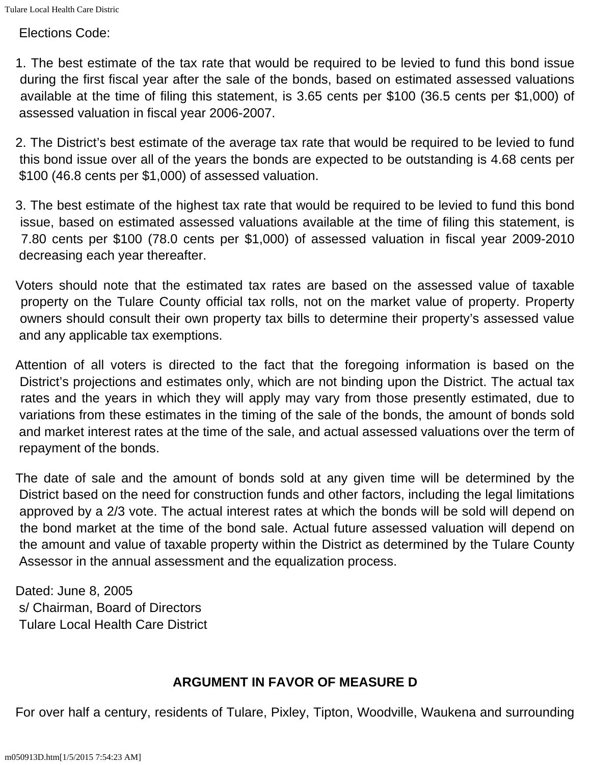Elections Code:

1. The best estimate of the tax rate that would be required to be levied to fund this bond issue during the first fiscal year after the sale of the bonds, based on estimated assessed valuations available at the time of filing this statement, is 3.65 cents per $100 (36.5 cents per $1,000) of assessed valuation in fiscal year 2006-2007.

2. The District's best estimate of the average tax rate that would be required to be levied to fund this bond issue over all of the years the bonds are expected to be outstanding is 4.68 cents per $100 (46.8 cents per $1,000) of assessed valuation.

3. The best estimate of the highest tax rate that would be required to be levied to fund this bond issue, based on estimated assessed valuations available at the time of filing this statement, is 7.80 cents per $100 (78.0 cents per $1,000) of assessed valuation in fiscal year 2009-2010 decreasing each year thereafter.

Voters should note that the estimated tax rates are based on the assessed value of taxable property on the Tulare County official tax rolls, not on the market value of property. Property owners should consult their own property tax bills to determine their property's assessed value and any applicable tax exemptions.

Attention of all voters is directed to the fact that the foregoing information is based on the District's projections and estimates only, which are not binding upon the District. The actual tax rates and the years in which they will apply may vary from those presently estimated, due to variations from these estimates in the timing of the sale of the bonds, the amount of bonds sold and market interest rates at the time of the sale, and actual assessed valuations over the term of repayment of the bonds.

The date of sale and the amount of bonds sold at any given time will be determined by the District based on the need for construction funds and other factors, including the legal limitations approved by a 2/3 vote. The actual interest rates at which the bonds will be sold will depend on the bond market at the time of the bond sale. Actual future assessed valuation will depend on the amount and value of taxable property within the District as determined by the Tulare County Assessor in the annual assessment and the equalization process.

Dated: June 8, 2005
s/ Chairman, Board of Directors
Tulare Local Health Care District

## ARGUMENT IN FAVOR OF MEASURE D

For over half a century, residents of Tulare, Pixley, Tipton, Woodville, Waukena and surrounding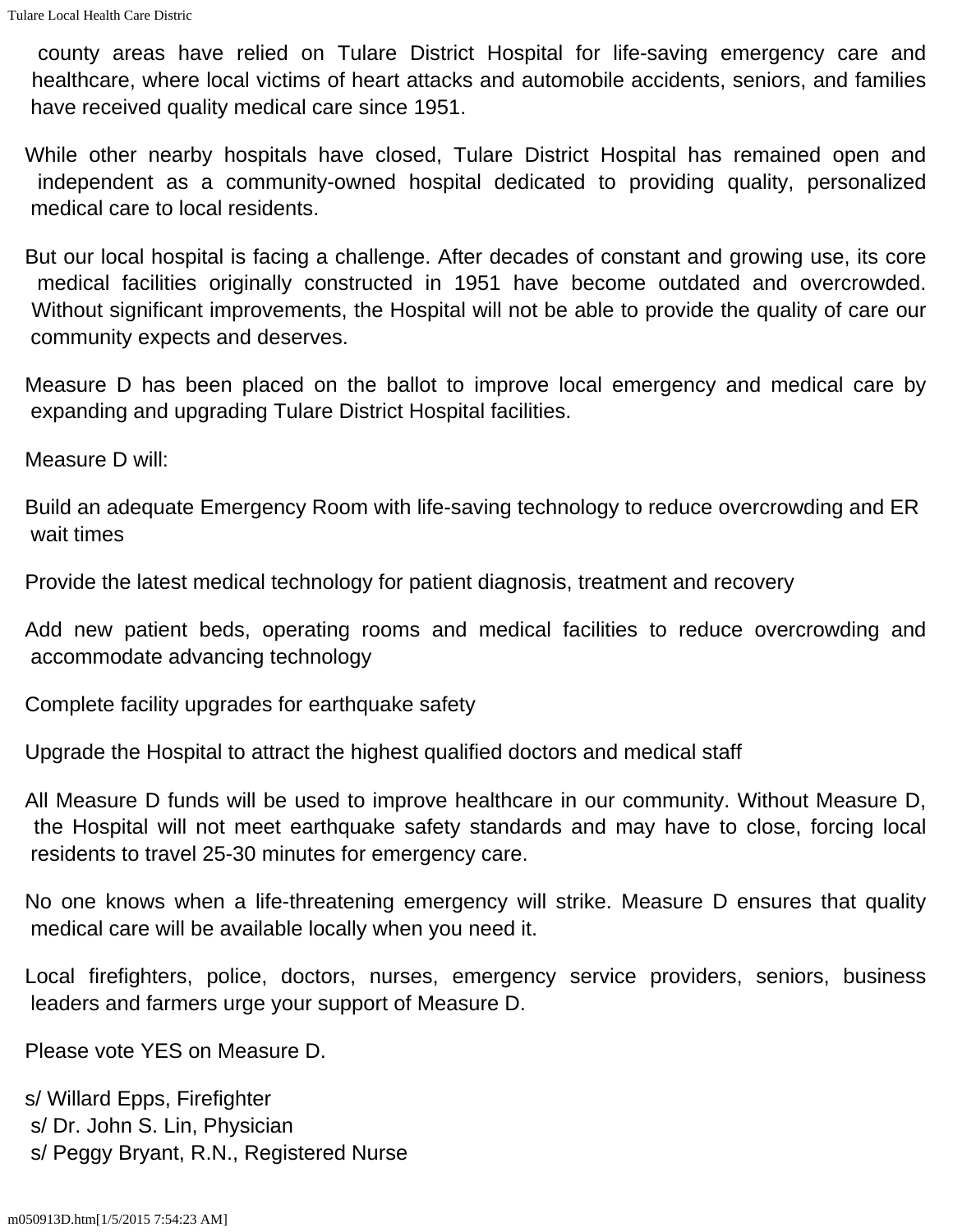county areas have relied on Tulare District Hospital for life-saving emergency care and healthcare, where local victims of heart attacks and automobile accidents, seniors, and families have received quality medical care since 1951.

While other nearby hospitals have closed, Tulare District Hospital has remained open and independent as a community-owned hospital dedicated to providing quality, personalized medical care to local residents.

But our local hospital is facing a challenge. After decades of constant and growing use, its core medical facilities originally constructed in 1951 have become outdated and overcrowded. Without significant improvements, the Hospital will not be able to provide the quality of care our community expects and deserves.

Measure D has been placed on the ballot to improve local emergency and medical care by expanding and upgrading Tulare District Hospital facilities.

Measure D will:

Build an adequate Emergency Room with life-saving technology to reduce overcrowding and ER wait times

Provide the latest medical technology for patient diagnosis, treatment and recovery

Add new patient beds, operating rooms and medical facilities to reduce overcrowding and accommodate advancing technology

Complete facility upgrades for earthquake safety

Upgrade the Hospital to attract the highest qualified doctors and medical staff

All Measure D funds will be used to improve healthcare in our community. Without Measure D, the Hospital will not meet earthquake safety standards and may have to close, forcing local residents to travel 25-30 minutes for emergency care.

No one knows when a life-threatening emergency will strike. Measure D ensures that quality medical care will be available locally when you need it.

Local firefighters, police, doctors, nurses, emergency service providers, seniors, business leaders and farmers urge your support of Measure D.

Please vote YES on Measure D.

s/ Willard Epps, Firefighter
s/ Dr. John S. Lin, Physician
s/ Peggy Bryant, R.N., Registered Nurse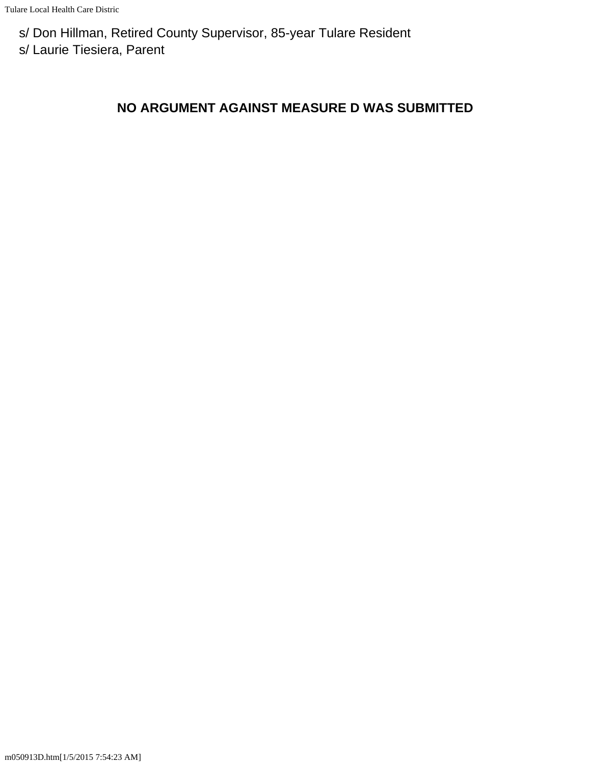s/ Don Hillman, Retired County Supervisor, 85-year Tulare Resident
s/ Laurie Tiesiera, Parent

**NO ARGUMENT AGAINST MEASURE D WAS SUBMITTED**